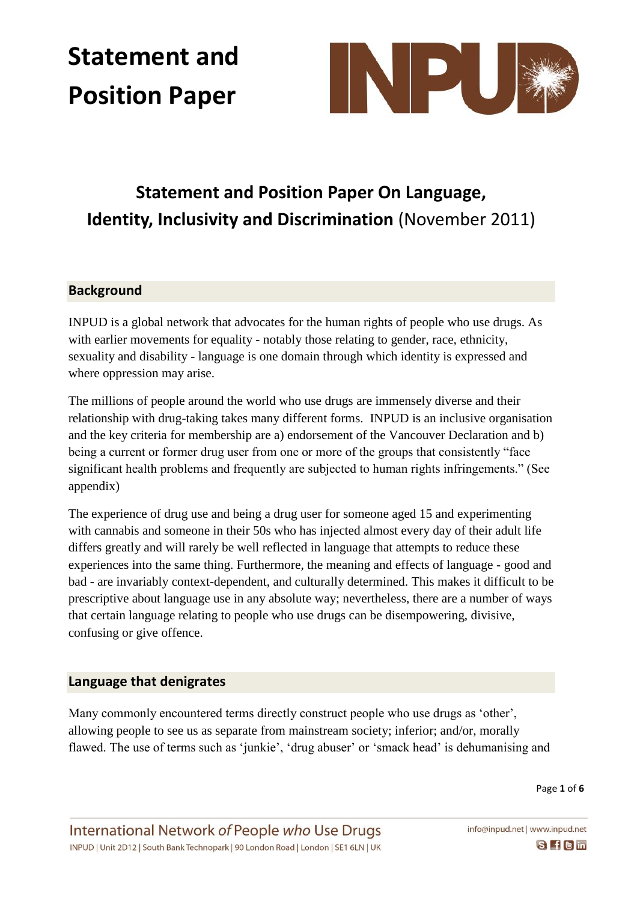# Statement and Position Paper

## Statement and Position Paper On Language, Identity, Inclusivity and Discrimination (November 2011)

### Background

INPUD is a global network that advocates for the human rights of people who use drugs. As with earlier movements for equality - notably those relating to gender, race, ethnicity, sexuality and disability - language is one domain through which identity is expressed and where oppression may arise.

The millions of people around the world who use drugs are immensely diverse and their relationship with drug-taking takes many different forms. INPUD is an inclusive organisation and the key criteria for membership are a) endorsement of the Vancouver Declaration and b) being a current or former drug user from one or more of the groups that consistently "face significant health problems and frequently are subjected to human rights infringements." (See appendix)

The experience of drug use and being a drug user for someone aged 15 and experimenting with cannabis and someone in their 50s who has injected almost every day of their adult life differs greatly and will rarely be well reflected in language that attempts to reduce these experiences into the same thing. Furthermore, the meaning and effects of language - good and bad - are invariably context-dependent, and culturally determined. This makes it difficult to be prescriptive about language use in any absolute way; nevertheless, there are a number of ways that certain language relating to people who use drugs can be disempowering, divisive, confusing or give offence.

### Language that denigrates

Many commonly encountered terms directly construct people who use drugs as 'other', allowing people to see us as separate from mainstream society; inferior; and/or, morally flawed. The use of terms such as 'junkie', 'drug abuser' or 'smack head' is dehumanising and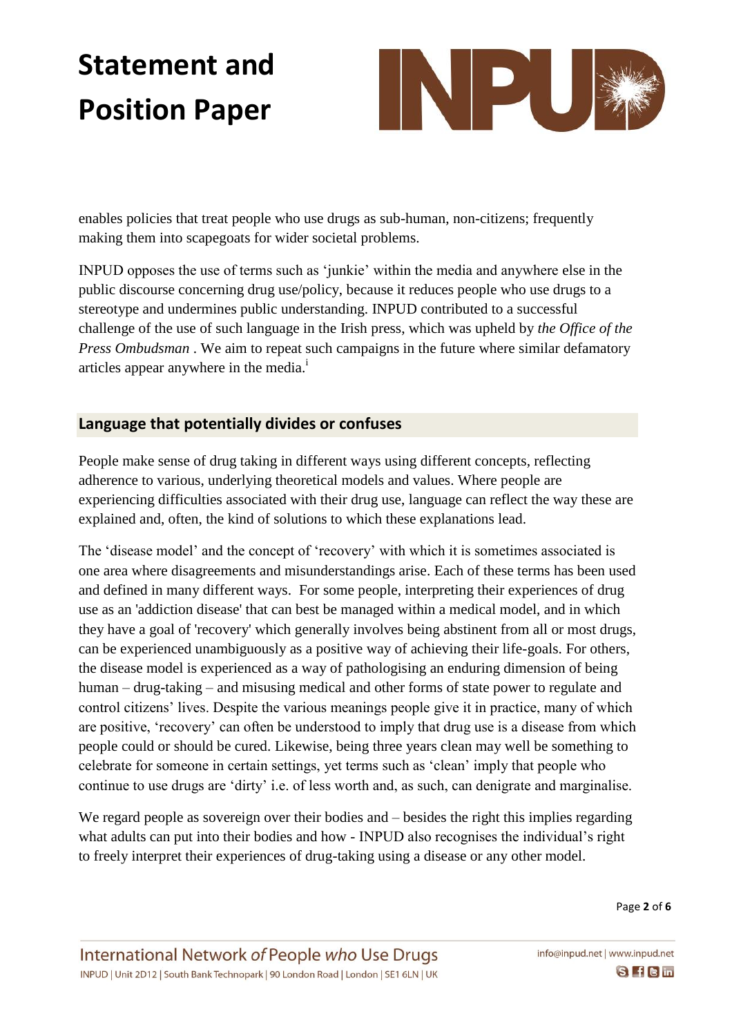enables policies that treat people who use drugs as sub-human, non-citizens; frequently making them into scapegoats for wider societal problems.

INPUD opposes the use of terms such as 'junkie' within the media and anywhere else in the public discourse concerning drug use/policy, because it reduces people who use drugs to a stereotype and undermines public understanding. INPUD contributed to a successful challenge of the use of such language in the Irish press, which was upheld by *the Office of the Press Ombudsman* . We aim to repeat such campaigns in the future where similar defamatory articles appear anywhere in the media.[i]

## Language that potentially divides or confuses

People make sense of drug taking in different ways using different concepts, reflecting adherence to various, underlying theoretical models and values. Where people are experiencing difficulties associated with their drug use, language can reflect the way these are explained and, often, the kind of solutions to which these explanations lead.

The 'disease model' and the concept of 'recovery' with which it is sometimes associated is one area where disagreements and misunderstandings arise. Each of these terms has been used and defined in many different ways. For some people, interpreting their experiences of drug use as an 'addiction disease' that can best be managed within a medical model, and in which they have a goal of 'recovery' which generally involves being abstinent from all or most drugs, can be experienced unambiguously as a positive way of achieving their life-goals. For others, the disease model is experienced as a way of pathologising an enduring dimension of being human – drug-taking – and misusing medical and other forms of state power to regulate and control citizens' lives. Despite the various meanings people give it in practice, many of which are positive, 'recovery' can often be understood to imply that drug use is a disease from which people could or should be cured. Likewise, being three years clean may well be something to celebrate for someone in certain settings, yet terms such as 'clean' imply that people who continue to use drugs are 'dirty' i.e. of less worth and, as such, can denigrate and marginalise.

We regard people as sovereign over their bodies and – besides the right this implies regarding what adults can put into their bodies and how - INPUD also recognises the individual's right to freely interpret their experiences of drug-taking using a disease or any other model.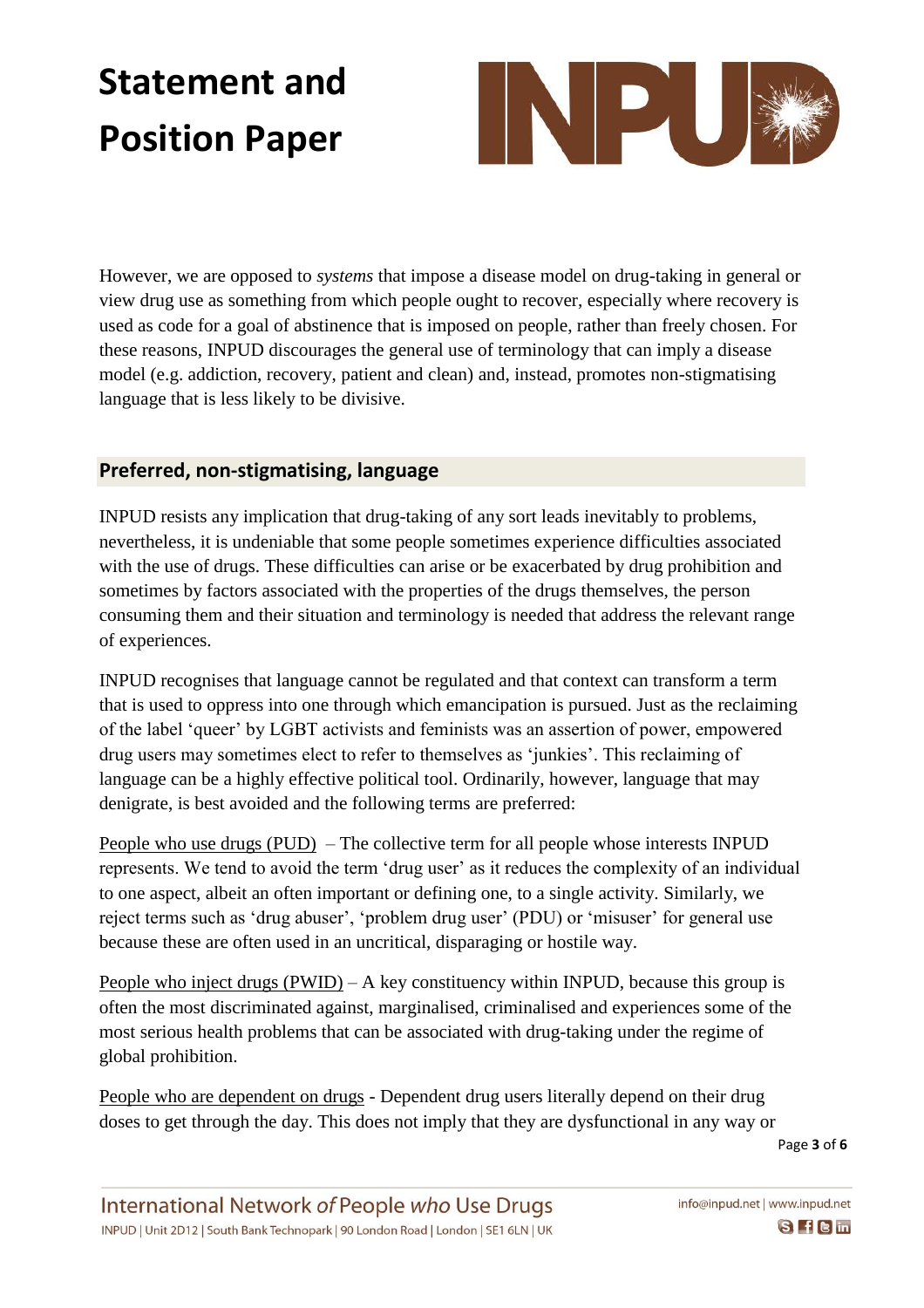However, we are opposed to *systems* that impose a disease model on drug-taking in general or view drug use as something from which people ought to recover, especially where recovery is used as code for a goal of abstinence that is imposed on people, rather than freely chosen. For these reasons, INPUD discourages the general use of terminology that can imply a disease model (e.g. addiction, recovery, patient and clean) and, instead, promotes non-stigmatising language that is less likely to be divisive.

## Preferred, non-stigmatising, language

INPUD resists any implication that drug-taking of any sort leads inevitably to problems, nevertheless, it is undeniable that some people sometimes experience difficulties associated with the use of drugs. These difficulties can arise or be exacerbated by drug prohibition and sometimes by factors associated with the properties of the drugs themselves, the person consuming them and their situation and terminology is needed that address the relevant range of experiences.

INPUD recognises that language cannot be regulated and that context can transform a term that is used to oppress into one through which emancipation is pursued. Just as the reclaiming of the label 'queer' by LGBT activists and feminists was an assertion of power, empowered drug users may sometimes elect to refer to themselves as 'junkies'. This reclaiming of language can be a highly effective political tool. Ordinarily, however, language that may denigrate, is best avoided and the following terms are preferred:

People who use drugs (PUD) – The collective term for all people whose interests INPUD represents. We tend to avoid the term 'drug user' as it reduces the complexity of an individual to one aspect, albeit an often important or defining one, to a single activity. Similarly, we reject terms such as 'drug abuser', 'problem drug user' (PDU) or 'misuser' for general use because these are often used in an uncritical, disparaging or hostile way.

People who inject drugs (PWID) – A key constituency within INPUD, because this group is often the most discriminated against, marginalised, criminalised and experiences some of the most serious health problems that can be associated with drug-taking under the regime of global prohibition.

People who are dependent on drugs - Dependent drug users literally depend on their drug doses to get through the day. This does not imply that they are dysfunctional in any way or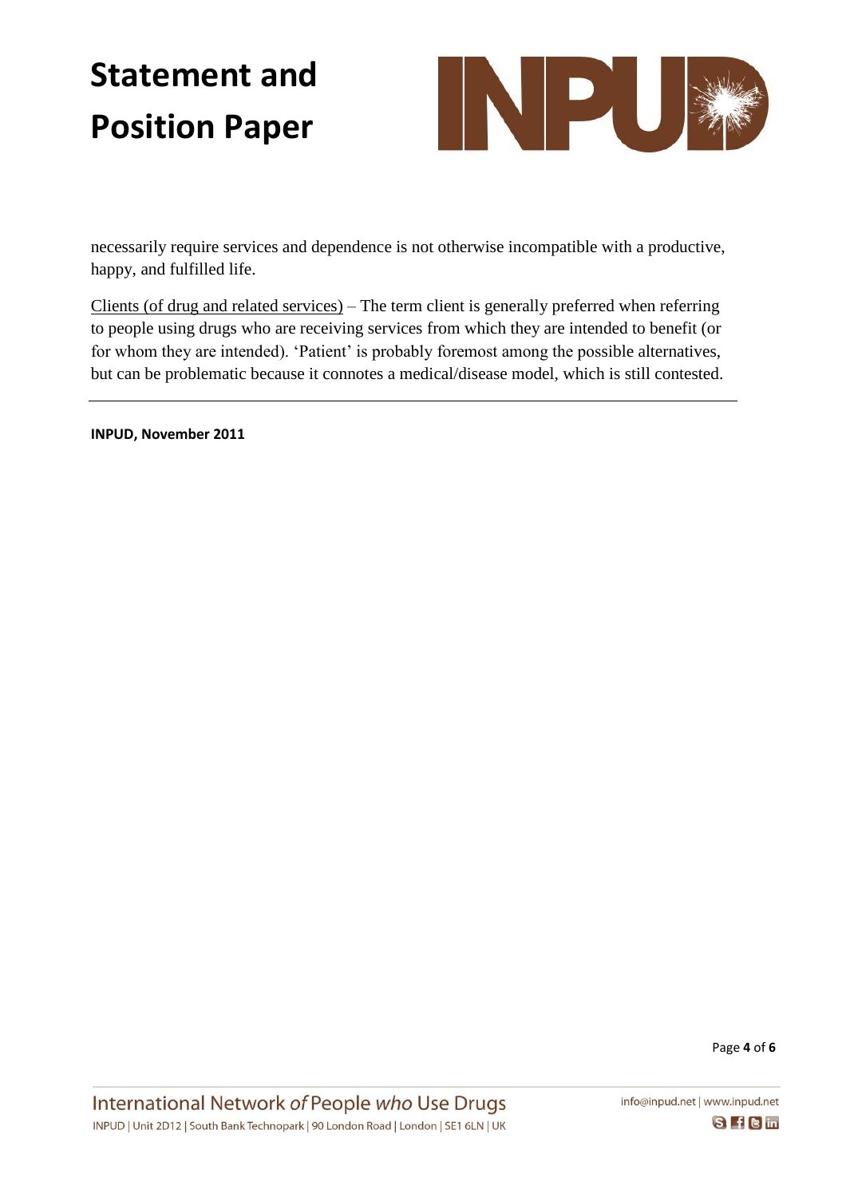necessarily require services and dependence is not otherwise incompatible with a productive, happy, and fulfilled life.

<u>Clients (of drug and related services)</u> – The term client is generally preferred when referring to people using drugs who are receiving services from which they are intended to benefit (or for whom they are intended). 'Patient' is probably foremost among the possible alternatives, but can be problematic because it connotes a medical/disease model, which is still contested.

---

**INPUD, November 2011**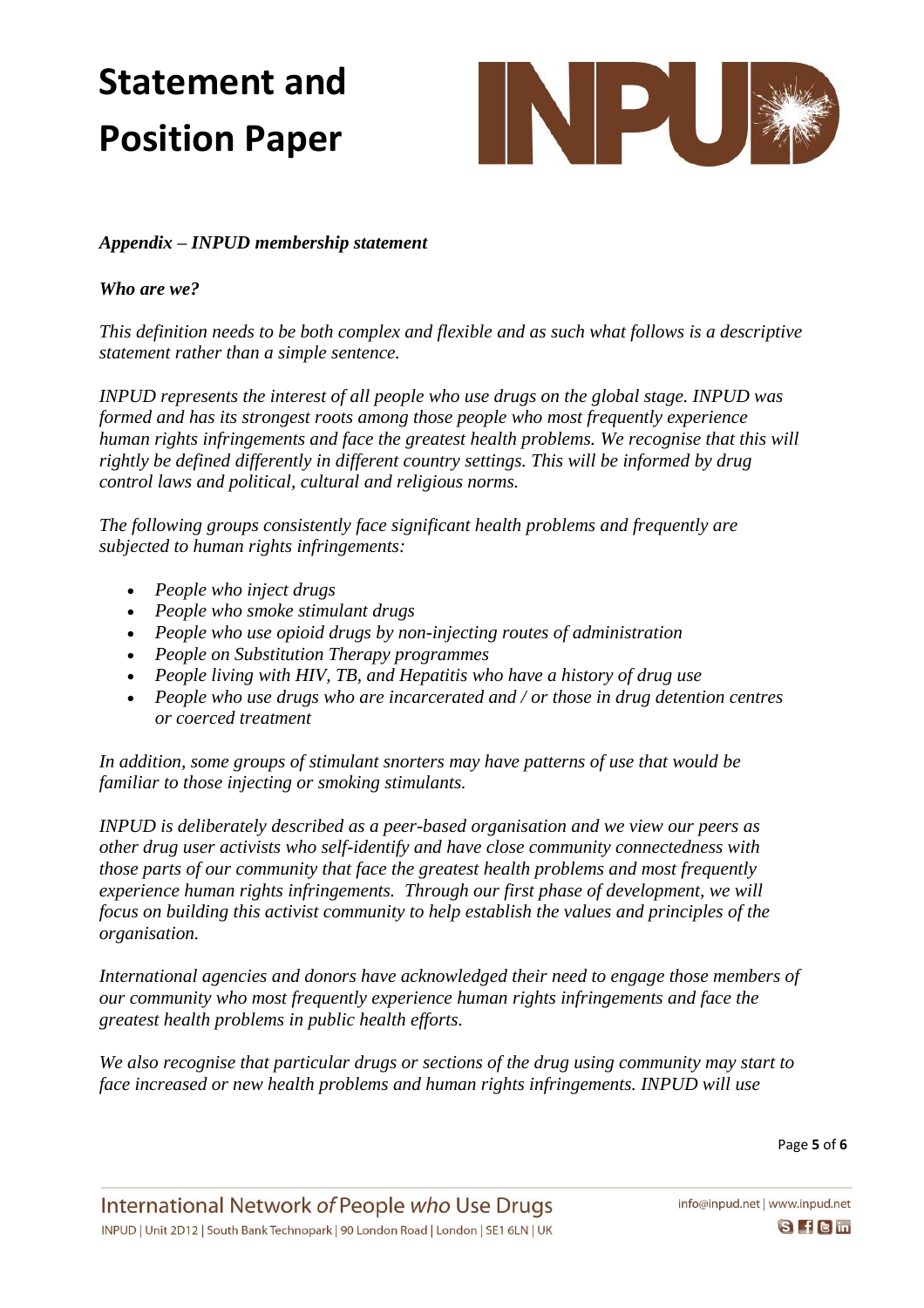*Appendix – INPUD membership statement*

*Who are we?*

*This definition needs to be both complex and flexible and as such what follows is a descriptive statement rather than a simple sentence.*

*INPUD represents the interest of all people who use drugs on the global stage. INPUD was formed and has its strongest roots among those people who most frequently experience human rights infringements and face the greatest health problems. We recognise that this will rightly be defined differently in different country settings. This will be informed by drug control laws and political, cultural and religious norms.*

*The following groups consistently face significant health problems and frequently are subjected to human rights infringements:*

- *People who inject drugs*
- *People who smoke stimulant drugs*
- *People who use opioid drugs by non-injecting routes of administration*
- *People on Substitution Therapy programmes*
- *People living with HIV, TB, and Hepatitis who have a history of drug use*
- *People who use drugs who are incarcerated and / or those in drug detention centres or coerced treatment*

*In addition, some groups of stimulant snorters may have patterns of use that would be familiar to those injecting or smoking stimulants.*

*INPUD is deliberately described as a peer-based organisation and we view our peers as other drug user activists who self-identify and have close community connectedness with those parts of our community that face the greatest health problems and most frequently experience human rights infringements. Through our first phase of development, we will focus on building this activist community to help establish the values and principles of the organisation.*

*International agencies and donors have acknowledged their need to engage those members of our community who most frequently experience human rights infringements and face the greatest health problems in public health efforts.*

*We also recognise that particular drugs or sections of the drug using community may start to face increased or new health problems and human rights infringements. INPUD will use*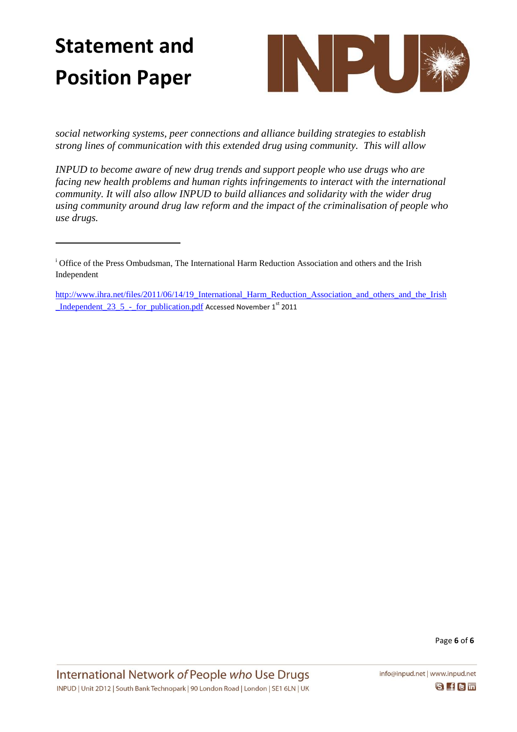*social networking systems, peer connections and alliance building strategies to establish strong lines of communication with this extended drug using community. This will allow*

*INPUD to become aware of new drug trends and support people who use drugs who are facing new health problems and human rights infringements to interact with the international community. It will also allow INPUD to build alliances and solidarity with the wider drug using community around drug law reform and the impact of the criminalisation of people who use drugs.*

---

[i] Office of the Press Ombudsman, The International Harm Reduction Association and others and the Irish Independent

http://www.ihra.net/files/2011/06/14/19_International_Harm_Reduction_Association_and_others_and_the_Irish_Independent_23_5_-_for_publication.pdf Accessed November 1st 2011